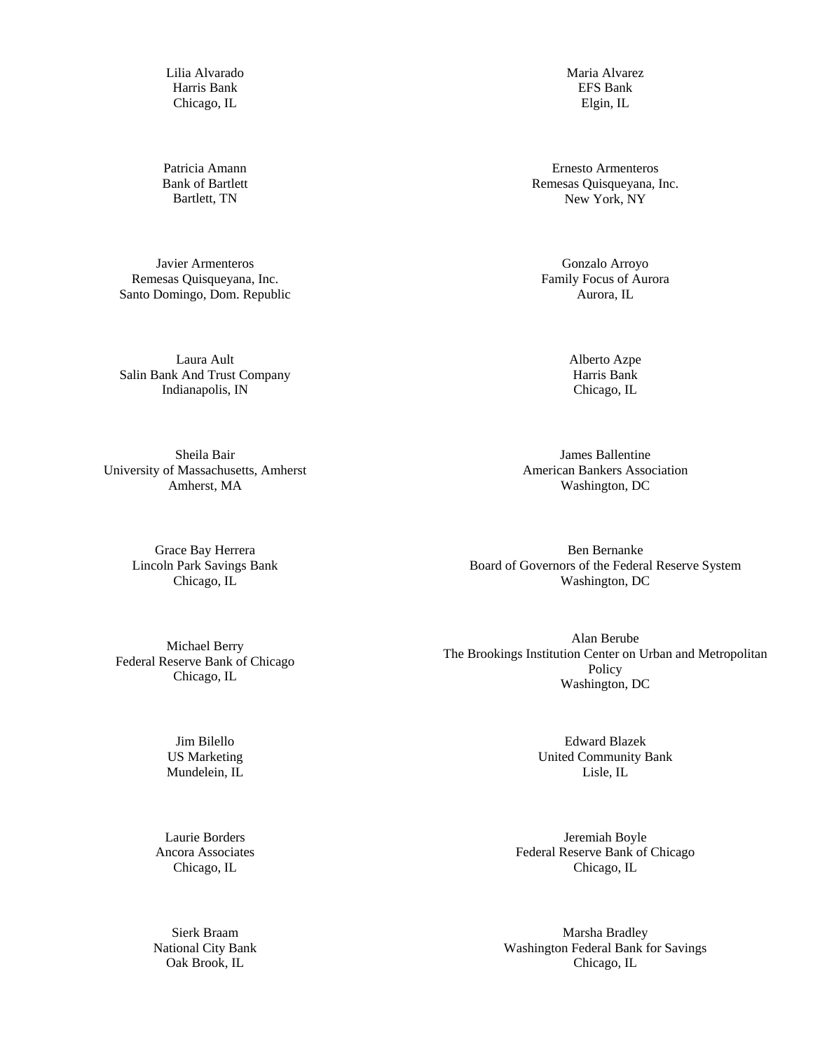Lilia Alvarado
Harris Bank
Chicago, IL

Maria Alvarez
EFS Bank
Elgin, IL

Patricia Amann
Bank of Bartlett
Bartlett, TN

Ernesto Armenteros
Remesas Quisqueyana, Inc.
New York, NY

Javier Armenteros
Remesas Quisqueyana, Inc.
Santo Domingo, Dom. Republic

Gonzalo Arroyo
Family Focus of Aurora
Aurora, IL

Laura Ault
Salin Bank And Trust Company
Indianapolis, IN

Alberto Azpe
Harris Bank
Chicago, IL

Sheila Bair
University of Massachusetts, Amherst
Amherst, MA

James Ballentine
American Bankers Association
Washington, DC

Grace Bay Herrera
Lincoln Park Savings Bank
Chicago, IL

Ben Bernanke
Board of Governors of the Federal Reserve System
Washington, DC

Michael Berry
Federal Reserve Bank of Chicago
Chicago, IL

Alan Berube
The Brookings Institution Center on Urban and Metropolitan Policy
Washington, DC

Jim Bilello
US Marketing
Mundelein, IL

Edward Blazek
United Community Bank
Lisle, IL

Laurie Borders
Ancora Associates
Chicago, IL

Jeremiah Boyle
Federal Reserve Bank of Chicago
Chicago, IL

Sierk Braam
National City Bank
Oak Brook, IL

Marsha Bradley
Washington Federal Bank for Savings
Chicago, IL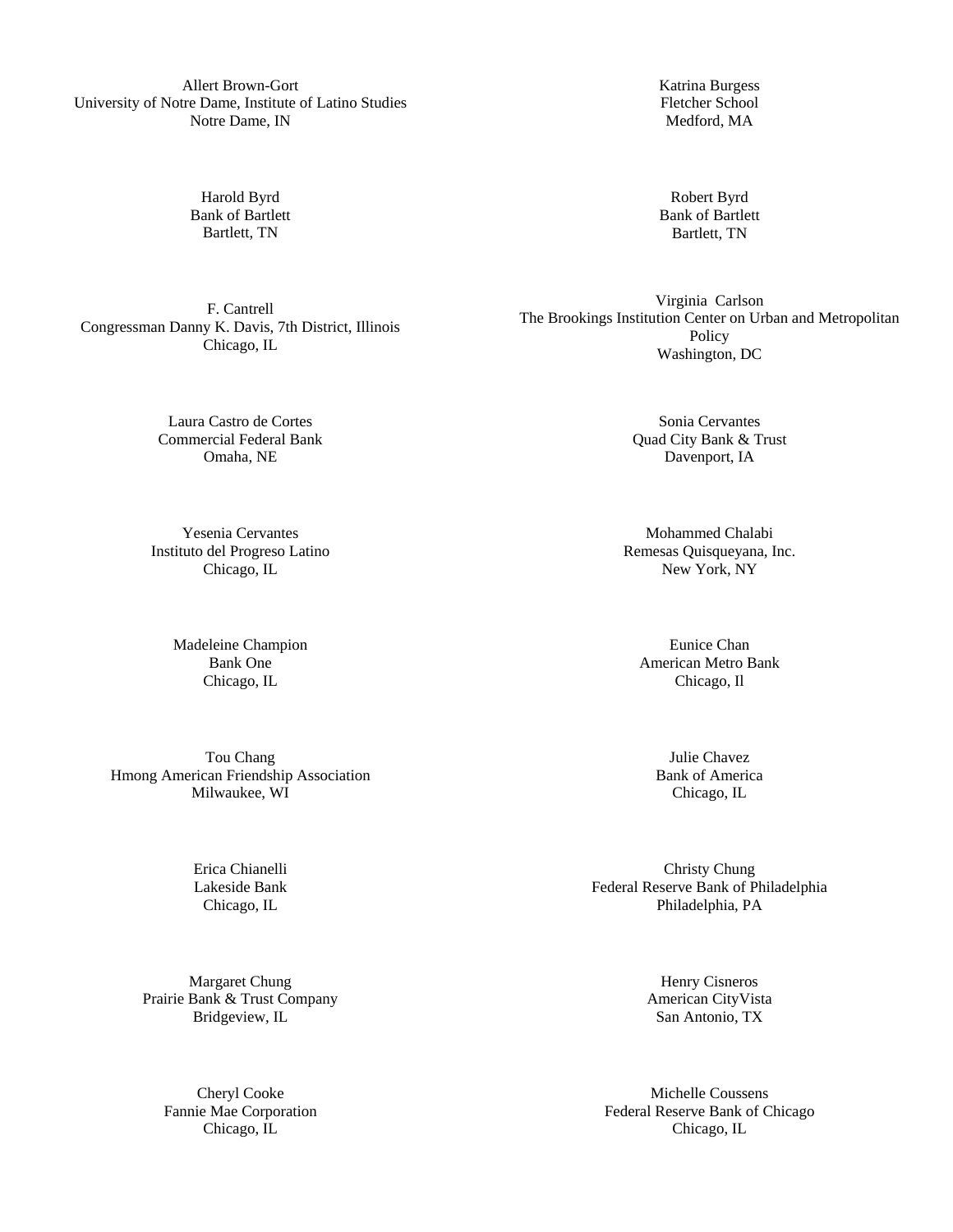Allert Brown-Gort
University of Notre Dame, Institute of Latino Studies
Notre Dame, IN

Katrina Burgess
Fletcher School
Medford, MA

Harold Byrd
Bank of Bartlett
Bartlett, TN

Robert Byrd
Bank of Bartlett
Bartlett, TN

F. Cantrell
Congressman Danny K. Davis, 7th District, Illinois
Chicago, IL

Virginia Carlson
The Brookings Institution Center on Urban and Metropolitan Policy
Washington, DC

Laura Castro de Cortes
Commercial Federal Bank
Omaha, NE

Sonia Cervantes
Quad City Bank & Trust
Davenport, IA

Yesenia Cervantes
Instituto del Progreso Latino
Chicago, IL

Mohammed Chalabi
Remesas Quisqueyana, Inc.
New York, NY

Madeleine Champion
Bank One
Chicago, IL

Eunice Chan
American Metro Bank
Chicago, Il

Tou Chang
Hmong American Friendship Association
Milwaukee, WI

Julie Chavez
Bank of America
Chicago, IL

Erica Chianelli
Lakeside Bank
Chicago, IL

Christy Chung
Federal Reserve Bank of Philadelphia
Philadelphia, PA

Margaret Chung
Prairie Bank & Trust Company
Bridgeview, IL

Henry Cisneros
American CityVista
San Antonio, TX

Cheryl Cooke
Fannie Mae Corporation
Chicago, IL

Michelle Coussens
Federal Reserve Bank of Chicago
Chicago, IL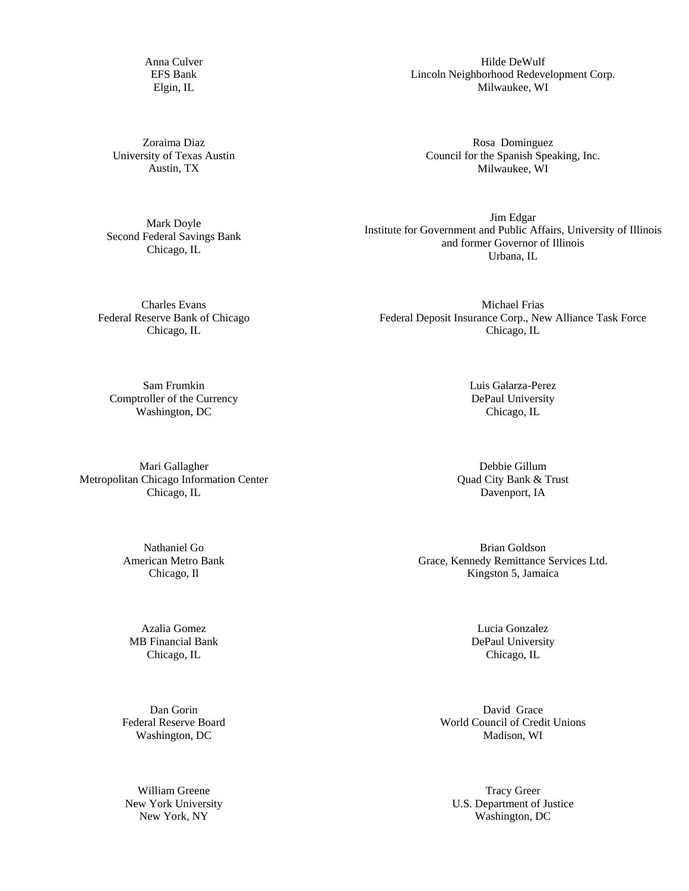Anna Culver
EFS Bank
Elgin, IL

Hilde DeWulf
Lincoln Neighborhood Redevelopment Corp.
Milwaukee, WI

Zoraima Diaz
University of Texas Austin
Austin, TX

Rosa Dominguez
Council for the Spanish Speaking, Inc.
Milwaukee, WI

Mark Doyle
Second Federal Savings Bank
Chicago, IL

Jim Edgar
Institute for Government and Public Affairs, University of Illinois
and former Governor of Illinois
Urbana, IL

Charles Evans
Federal Reserve Bank of Chicago
Chicago, IL

Michael Frias
Federal Deposit Insurance Corp., New Alliance Task Force
Chicago, IL

Sam Frumkin
Comptroller of the Currency
Washington, DC

Luis Galarza-Perez
DePaul University
Chicago, IL

Mari Gallagher
Metropolitan Chicago Information Center
Chicago, IL

Debbie Gillum
Quad City Bank & Trust
Davenport, IA

Nathaniel Go
American Metro Bank
Chicago, Il

Brian Goldson
Grace, Kennedy Remittance Services Ltd.
Kingston 5, Jamaica

Azalia Gomez
MB Financial Bank
Chicago, IL

Lucia Gonzalez
DePaul University
Chicago, IL

Dan Gorin
Federal Reserve Board
Washington, DC

David Grace
World Council of Credit Unions
Madison, WI

William Greene
New York University
New York, NY

Tracy Greer
U.S. Department of Justice
Washington, DC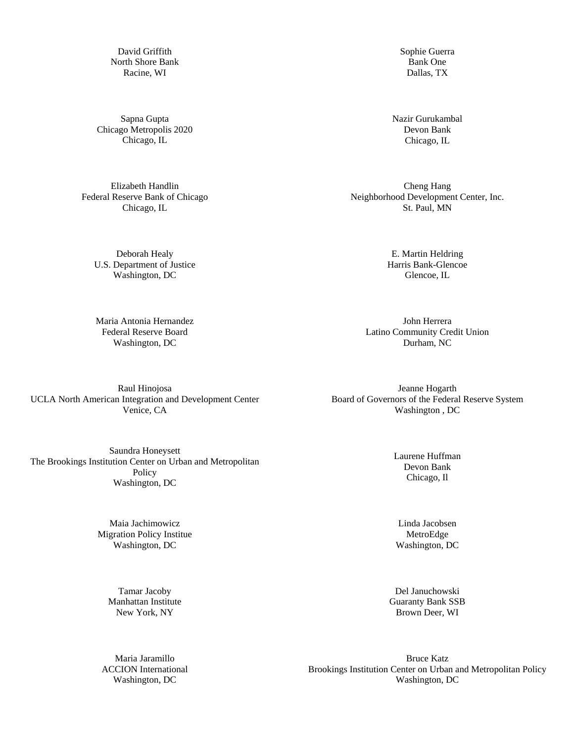David Griffith
North Shore Bank
Racine, WI

Sophie Guerra
Bank One
Dallas, TX

Sapna Gupta
Chicago Metropolis 2020
Chicago, IL

Nazir Gurukambal
Devon Bank
Chicago, IL

Elizabeth Handlin
Federal Reserve Bank of Chicago
Chicago, IL

Cheng Hang
Neighborhood Development Center, Inc.
St. Paul, MN

Deborah Healy
U.S. Department of Justice
Washington, DC

E. Martin Heldring
Harris Bank-Glencoe
Glencoe, IL

Maria Antonia Hernandez
Federal Reserve Board
Washington, DC

John Herrera
Latino Community Credit Union
Durham, NC

Raul Hinojosa
UCLA North American Integration and Development Center
Venice, CA

Jeanne Hogarth
Board of Governors of the Federal Reserve System
Washington , DC

Saundra Honeysett
The Brookings Institution Center on Urban and Metropolitan Policy
Washington, DC

Laurene Huffman
Devon Bank
Chicago, Il

Maia Jachimowicz
Migration Policy Institue
Washington, DC

Linda Jacobsen
MetroEdge
Washington, DC

Tamar Jacoby
Manhattan Institute
New York, NY

Del Januchowski
Guaranty Bank SSB
Brown Deer, WI

Maria Jaramillo
ACCION International
Washington, DC

Bruce Katz
Brookings Institution Center on Urban and Metropolitan Policy
Washington, DC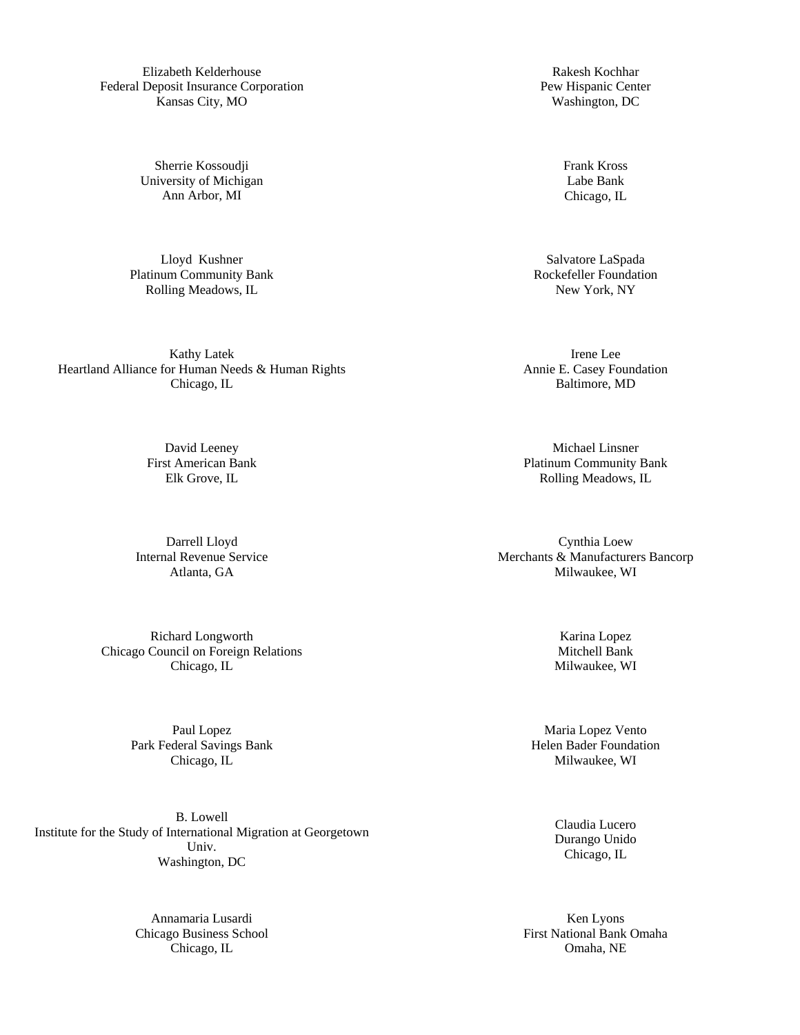Elizabeth Kelderhouse
Federal Deposit Insurance Corporation
Kansas City, MO

Rakesh Kochhar
Pew Hispanic Center
Washington, DC

Sherrie Kossoudji
University of Michigan
Ann Arbor, MI

Frank Kross
Labe Bank
Chicago, IL

Lloyd Kushner
Platinum Community Bank
Rolling Meadows, IL

Salvatore LaSpada
Rockefeller Foundation
New York, NY

Kathy Latek
Heartland Alliance for Human Needs & Human Rights
Chicago, IL

Irene Lee
Annie E. Casey Foundation
Baltimore, MD

David Leeney
First American Bank
Elk Grove, IL

Michael Linsner
Platinum Community Bank
Rolling Meadows, IL

Darrell Lloyd
Internal Revenue Service
Atlanta, GA

Cynthia Loew
Merchants & Manufacturers Bancorp
Milwaukee, WI

Richard Longworth
Chicago Council on Foreign Relations
Chicago, IL

Karina Lopez
Mitchell Bank
Milwaukee, WI

Paul Lopez
Park Federal Savings Bank
Chicago, IL

Maria Lopez Vento
Helen Bader Foundation
Milwaukee, WI

B. Lowell
Institute for the Study of International Migration at Georgetown Univ.
Washington, DC

Claudia Lucero
Durango Unido
Chicago, IL

Annamaria Lusardi
Chicago Business School
Chicago, IL

Ken Lyons
First National Bank Omaha
Omaha, NE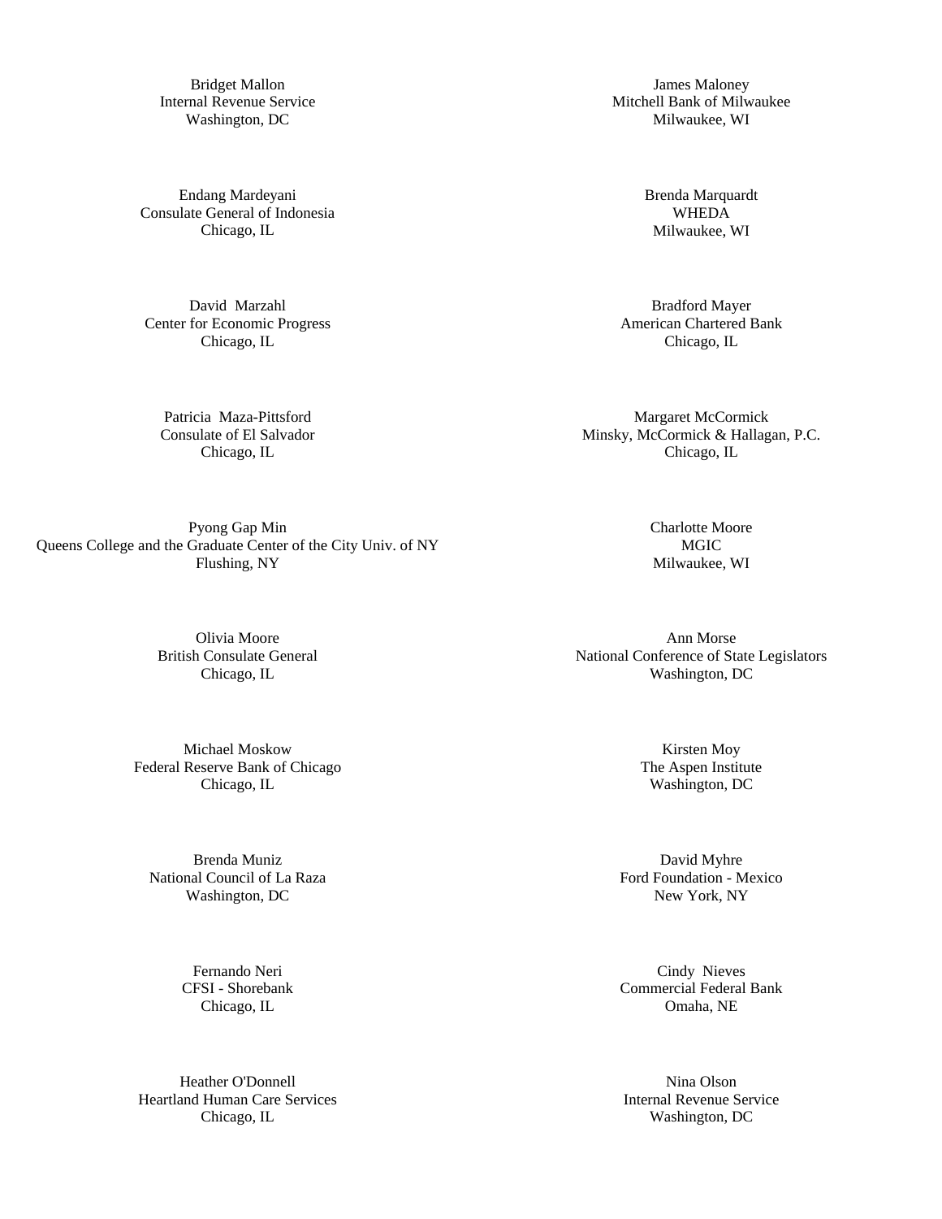Bridget Mallon
Internal Revenue Service
Washington, DC

James Maloney
Mitchell Bank of Milwaukee
Milwaukee, WI

Endang Mardeyani
Consulate General of Indonesia
Chicago, IL

Brenda Marquardt
WHEDA
Milwaukee, WI

David Marzahl
Center for Economic Progress
Chicago, IL

Bradford Mayer
American Chartered Bank
Chicago, IL

Patricia Maza-Pittsford
Consulate of El Salvador
Chicago, IL

Margaret McCormick
Minsky, McCormick & Hallagan, P.C.
Chicago, IL

Pyong Gap Min
Queens College and the Graduate Center of the City Univ. of NY
Flushing, NY

Charlotte Moore
MGIC
Milwaukee, WI

Olivia Moore
British Consulate General
Chicago, IL

Ann Morse
National Conference of State Legislators
Washington, DC

Michael Moskow
Federal Reserve Bank of Chicago
Chicago, IL

Kirsten Moy
The Aspen Institute
Washington, DC

Brenda Muniz
National Council of La Raza
Washington, DC

David Myhre
Ford Foundation - Mexico
New York, NY

Fernando Neri
CFSI - Shorebank
Chicago, IL

Cindy Nieves
Commercial Federal Bank
Omaha, NE

Heather O'Donnell
Heartland Human Care Services
Chicago, IL

Nina Olson
Internal Revenue Service
Washington, DC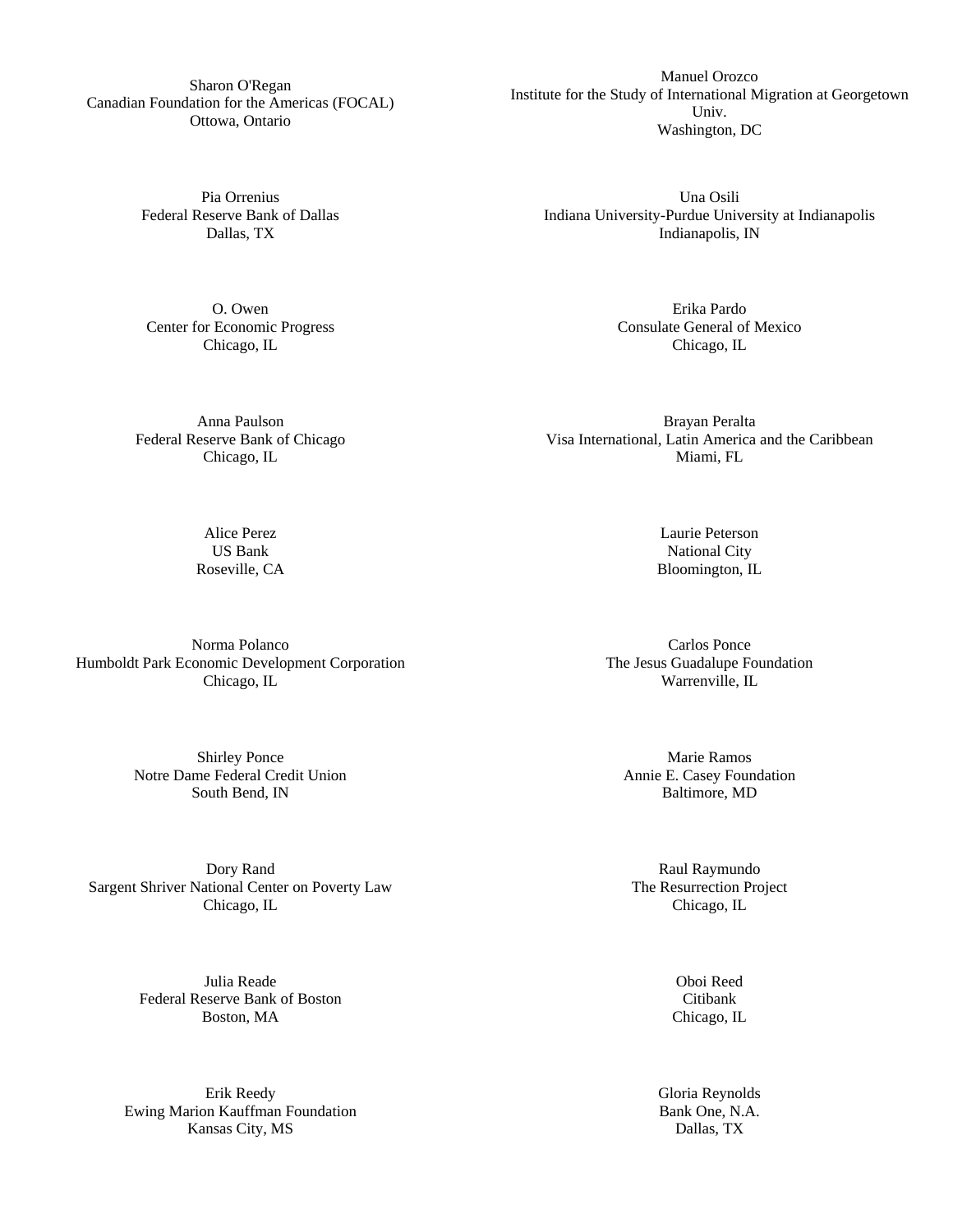Sharon O'Regan
Canadian Foundation for the Americas (FOCAL)
Ottowa, Ontario

Manuel Orozco
Institute for the Study of International Migration at Georgetown Univ.
Washington, DC

Pia Orrenius
Federal Reserve Bank of Dallas
Dallas, TX

Una Osili
Indiana University-Purdue University at Indianapolis
Indianapolis, IN

O. Owen
Center for Economic Progress
Chicago, IL

Erika Pardo
Consulate General of Mexico
Chicago, IL

Anna Paulson
Federal Reserve Bank of Chicago
Chicago, IL

Brayan Peralta
Visa International, Latin America and the Caribbean
Miami, FL

Alice Perez
US Bank
Roseville, CA

Laurie Peterson
National City
Bloomington, IL

Norma Polanco
Humboldt Park Economic Development Corporation
Chicago, IL

Carlos Ponce
The Jesus Guadalupe Foundation
Warrenville, IL

Shirley Ponce
Notre Dame Federal Credit Union
South Bend, IN

Marie Ramos
Annie E. Casey Foundation
Baltimore, MD

Dory Rand
Sargent Shriver National Center on Poverty Law
Chicago, IL

Raul Raymundo
The Resurrection Project
Chicago, IL

Julia Reade
Federal Reserve Bank of Boston
Boston, MA

Oboi Reed
Citibank
Chicago, IL

Erik Reedy
Ewing Marion Kauffman Foundation
Kansas City, MS

Gloria Reynolds
Bank One, N.A.
Dallas, TX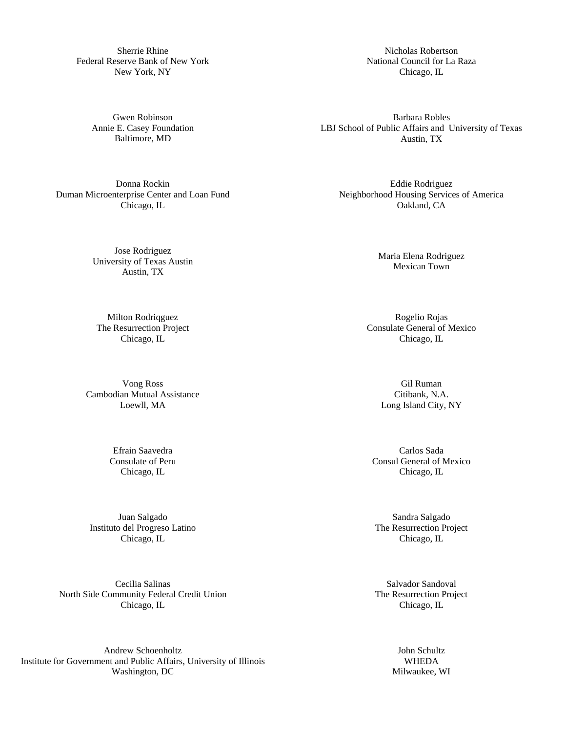Sherrie Rhine
Federal Reserve Bank of New York
New York, NY

Nicholas Robertson
National Council for La Raza
Chicago, IL

Gwen Robinson
Annie E. Casey Foundation
Baltimore, MD

Barbara Robles
LBJ School of Public Affairs and University of Texas
Austin, TX

Donna Rockin
Duman Microenterprise Center and Loan Fund
Chicago, IL

Eddie Rodriguez
Neighborhood Housing Services of America
Oakland, CA

Jose Rodriguez
University of Texas Austin
Austin, TX

Maria Elena Rodriguez
Mexican Town

Milton Rodriqguez
The Resurrection Project
Chicago, IL

Rogelio Rojas
Consulate General of Mexico
Chicago, IL

Vong Ross
Cambodian Mutual Assistance
Loewll, MA

Gil Ruman
Citibank, N.A.
Long Island City, NY

Efrain Saavedra
Consulate of Peru
Chicago, IL

Carlos Sada
Consul General of Mexico
Chicago, IL

Juan Salgado
Instituto del Progreso Latino
Chicago, IL

Sandra Salgado
The Resurrection Project
Chicago, IL

Cecilia Salinas
North Side Community Federal Credit Union
Chicago, IL

Salvador Sandoval
The Resurrection Project
Chicago, IL

Andrew Schoenholtz
Institute for Government and Public Affairs, University of Illinois
Washington, DC

John Schultz
WHEDA
Milwaukee, WI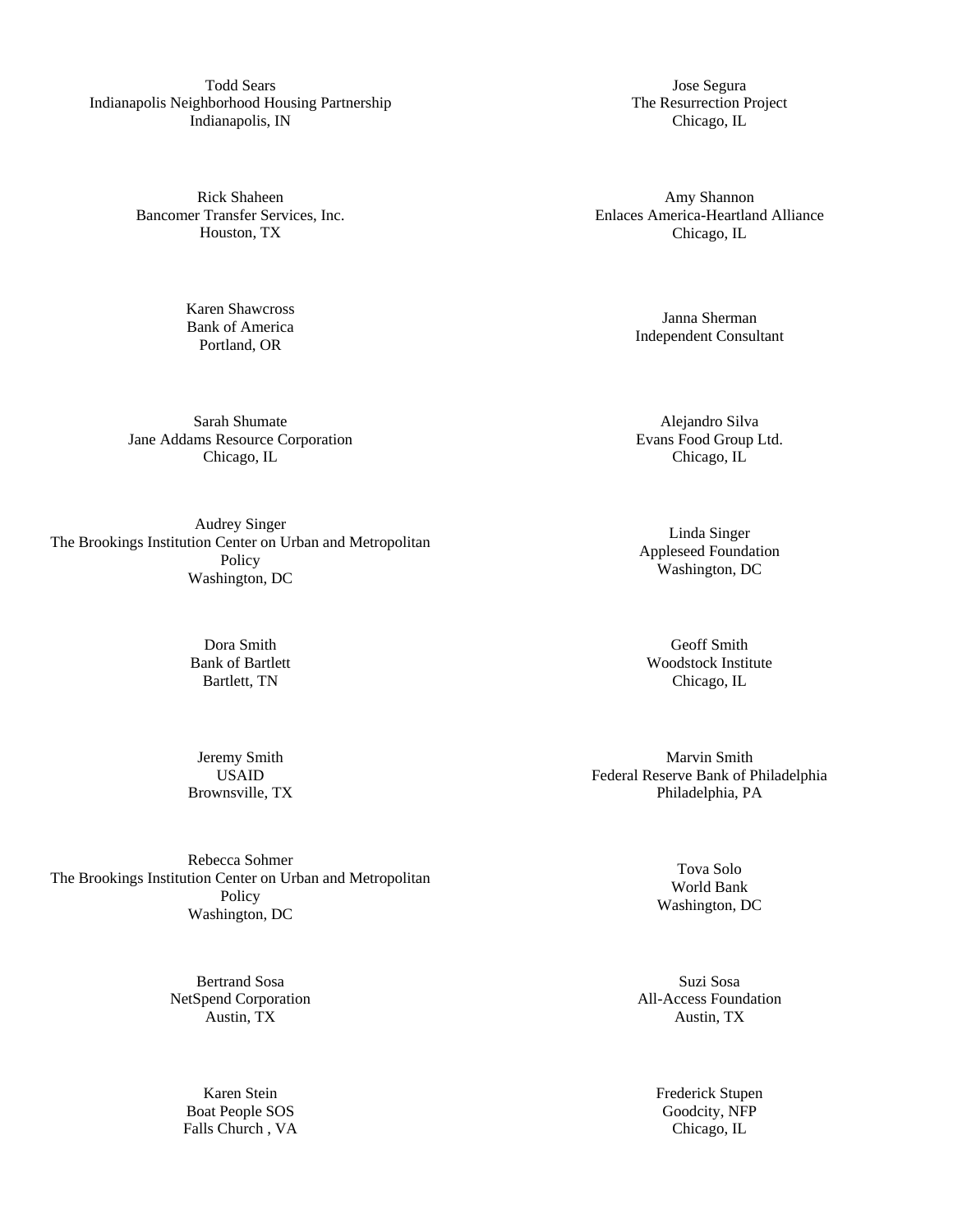Todd Sears
Indianapolis Neighborhood Housing Partnership
Indianapolis, IN

Jose Segura
The Resurrection Project
Chicago, IL

Rick Shaheen
Bancomer Transfer Services, Inc.
Houston, TX

Amy Shannon
Enlaces America-Heartland Alliance
Chicago, IL

Karen Shawcross
Bank of America
Portland, OR

Janna Sherman
Independent Consultant

Sarah Shumate
Jane Addams Resource Corporation
Chicago, IL

Alejandro Silva
Evans Food Group Ltd.
Chicago, IL

Audrey Singer
The Brookings Institution Center on Urban and Metropolitan Policy
Washington, DC

Linda Singer
Appleseed Foundation
Washington, DC

Dora Smith
Bank of Bartlett
Bartlett, TN

Geoff Smith
Woodstock Institute
Chicago, IL

Jeremy Smith
USAID
Brownsville, TX

Marvin Smith
Federal Reserve Bank of Philadelphia
Philadelphia, PA

Rebecca Sohmer
The Brookings Institution Center on Urban and Metropolitan Policy
Washington, DC

Tova Solo
World Bank
Washington, DC

Bertrand Sosa
NetSpend Corporation
Austin, TX

Suzi Sosa
All-Access Foundation
Austin, TX

Karen Stein
Boat People SOS
Falls Church , VA

Frederick Stupen
Goodcity, NFP
Chicago, IL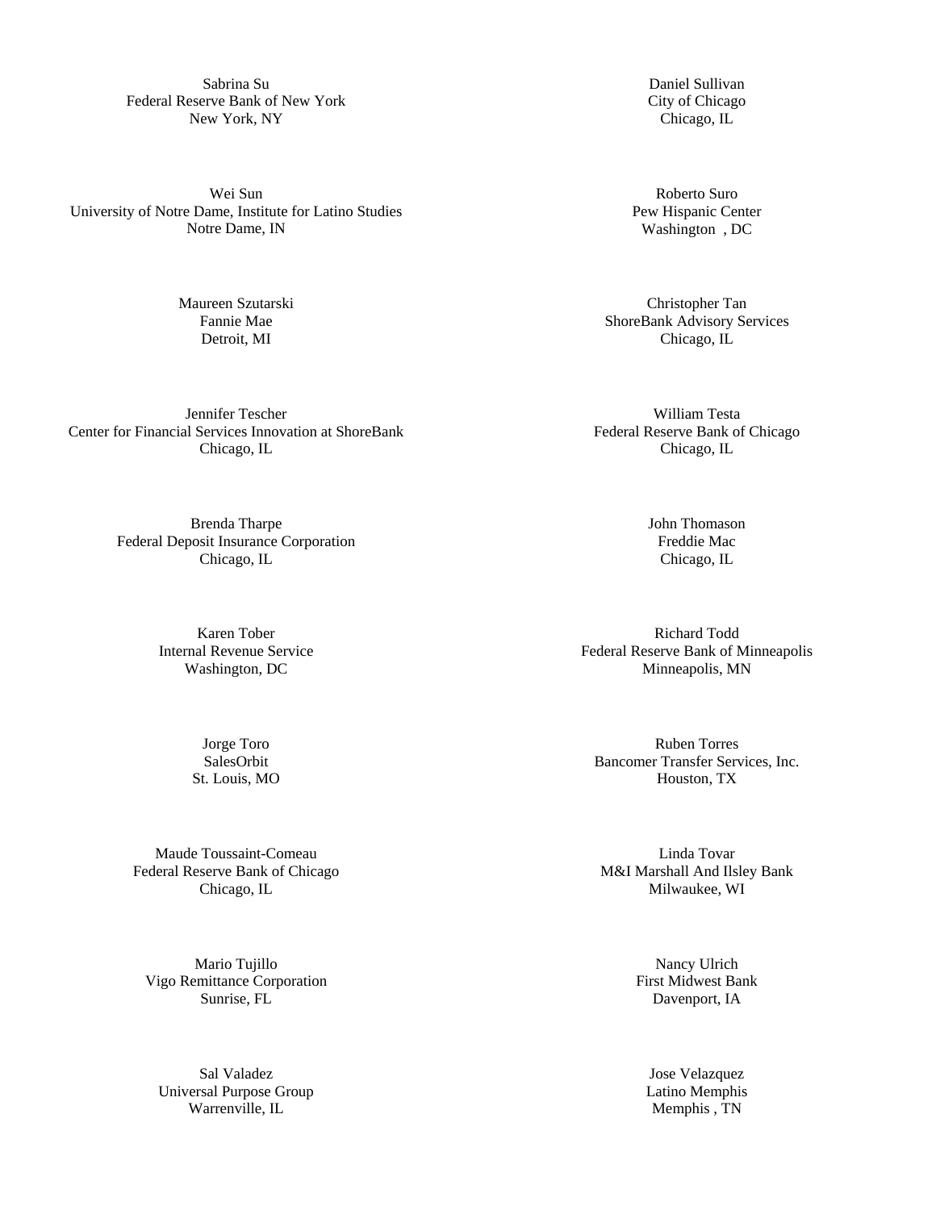Sabrina Su
Federal Reserve Bank of New York
New York, NY

Daniel Sullivan
City of Chicago
Chicago, IL

Wei Sun
University of Notre Dame, Institute for Latino Studies
Notre Dame, IN

Roberto Suro
Pew Hispanic Center
Washington , DC

Maureen Szutarski
Fannie Mae
Detroit, MI

Christopher Tan
ShoreBank Advisory Services
Chicago, IL

Jennifer Tescher
Center for Financial Services Innovation at ShoreBank
Chicago, IL

William Testa
Federal Reserve Bank of Chicago
Chicago, IL

Brenda Tharpe
Federal Deposit Insurance Corporation
Chicago, IL

John Thomason
Freddie Mac
Chicago, IL

Karen Tober
Internal Revenue Service
Washington, DC

Richard Todd
Federal Reserve Bank of Minneapolis
Minneapolis, MN

Jorge Toro
SalesOrbit
St. Louis, MO

Ruben Torres
Bancomer Transfer Services, Inc.
Houston, TX

Maude Toussaint-Comeau
Federal Reserve Bank of Chicago
Chicago, IL

Linda Tovar
M&I Marshall And Ilsley Bank
Milwaukee, WI

Mario Tujillo
Vigo Remittance Corporation
Sunrise, FL

Nancy Ulrich
First Midwest Bank
Davenport, IA

Sal Valadez
Universal Purpose Group
Warrenville, IL

Jose Velazquez
Latino Memphis
Memphis , TN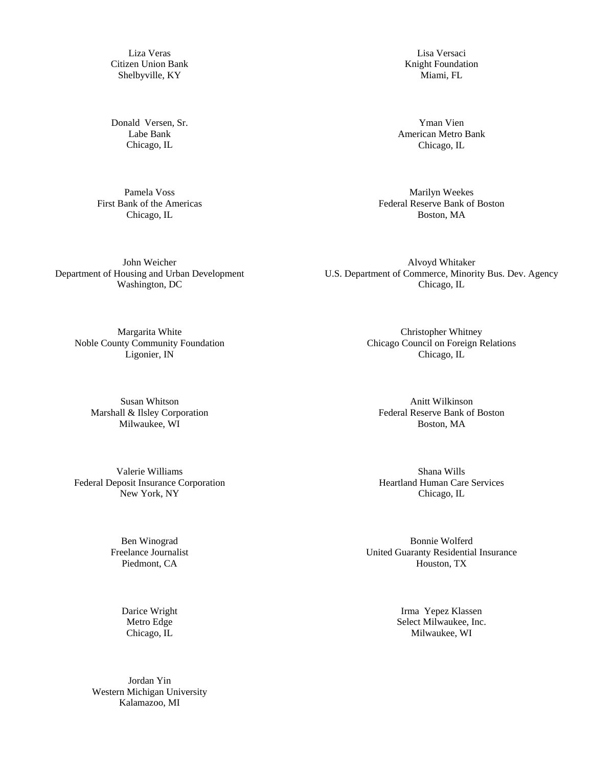Liza Veras
Citizen Union Bank
Shelbyville, KY

Lisa Versaci
Knight Foundation
Miami, FL

Donald Versen, Sr.
Labe Bank
Chicago, IL

Yman Vien
American Metro Bank
Chicago, IL

Pamela Voss
First Bank of the Americas
Chicago, IL

Marilyn Weekes
Federal Reserve Bank of Boston
Boston, MA

John Weicher
Department of Housing and Urban Development
Washington, DC

Alvoyd Whitaker
U.S. Department of Commerce, Minority Bus. Dev. Agency
Chicago, IL

Margarita White
Noble County Community Foundation
Ligonier, IN

Christopher Whitney
Chicago Council on Foreign Relations
Chicago, IL

Susan Whitson
Marshall & Ilsley Corporation
Milwaukee, WI

Anitt Wilkinson
Federal Reserve Bank of Boston
Boston, MA

Valerie Williams
Federal Deposit Insurance Corporation
New York, NY

Shana Wills
Heartland Human Care Services
Chicago, IL

Ben Winograd
Freelance Journalist
Piedmont, CA

Bonnie Wolferd
United Guaranty Residential Insurance
Houston, TX

Darice Wright
Metro Edge
Chicago, IL

Irma Yepez Klassen
Select Milwaukee, Inc.
Milwaukee, WI

Jordan Yin
Western Michigan University
Kalamazoo, MI